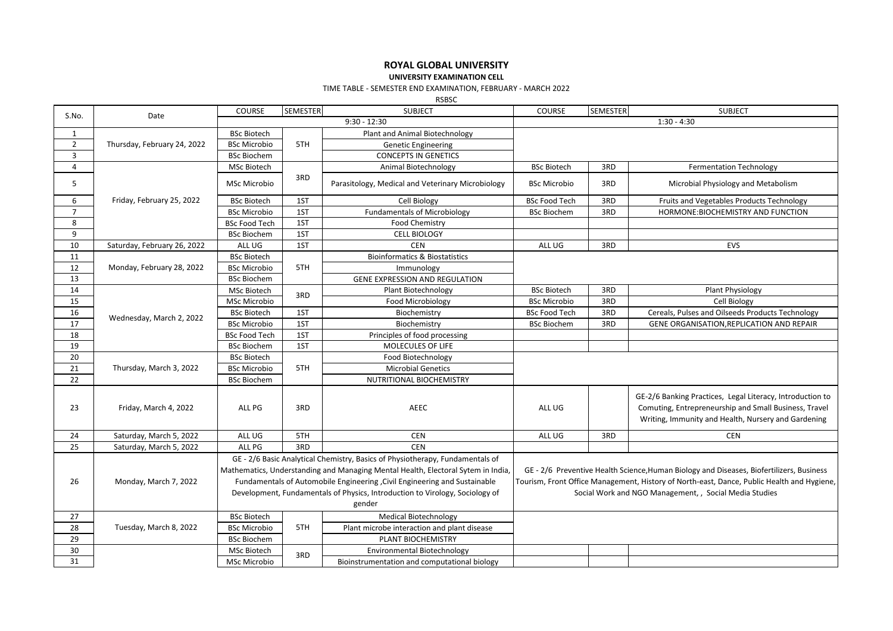# ROYAL GLOBAL UNIVERSITY

**UNIVERSITY EXAMINATION CELL**

TIME TABLE - SEMESTER END EXAMINATION, FEBRUARY - MARCH 2022

RSBSC

| S.No. | Date | COURSE | SEMESTER | SUBJECT | COURSE | SEMESTER | SUBJECT |
|---|---|---|---|---|---|---|---|
| | | 9:30 - 12:30 | | | 1:30 - 4:30 | | |
| 1 | Thursday, February 24, 2022 | BSc Biotech | 5TH | Plant and Animal Biotechnology | | | |
| 2 | | BSc Microbio | | Genetic Engineering | | | |
| 3 | | BSc Biochem | | CONCEPTS IN GENETICS | | | |
| 4 | Friday, February 25, 2022 | MSc Biotech | 3RD | Animal Biotechnology | BSc Biotech | 3RD | Fermentation Technology |
| 5 | | MSc Microbio | | Parasitology, Medical and Veterinary Microbiology | BSc Microbio | 3RD | Microbial Physiology and Metabolism |
| 6 | | BSc Biotech | 1ST | Cell Biology | BSc Food Tech | 3RD | Fruits and Vegetables Products Technology |
| 7 | | BSc Microbio | 1ST | Fundamentals of Microbiology | BSc Biochem | 3RD | HORMONE:BIOCHEMISTRY AND FUNCTION |
| 8 | | BSc Food Tech | 1ST | Food Chemistry | | | |
| 9 | | BSc Biochem | 1ST | CELL BIOLOGY | | | |
| 10 | Saturday, February 26, 2022 | ALL UG | 1ST | CEN | ALL UG | 3RD | EVS |
| 11 | Monday, February 28, 2022 | BSc Biotech | 5TH | Bioinformatics & Biostatistics | | | |
| 12 | | BSc Microbio | | Immunology | | | |
| 13 | | BSc Biochem | | GENE EXPRESSION AND REGULATION | | | |
| 14 | Wednesday, March 2, 2022 | MSc Biotech | 3RD | Plant Biotechnology | BSc Biotech | 3RD | Plant Physiology |
| 15 | | MSc Microbio | | Food Microbiology | BSc Microbio | 3RD | Cell Biology |
| 16 | | BSc Biotech | 1ST | Biochemistry | BSc Food Tech | 3RD | Cereals, Pulses and Oilseeds Products Technology |
| 17 | | BSc Microbio | 1ST | Biochemistry | BSc Biochem | 3RD | GENE ORGANISATION,REPLICATION AND REPAIR |
| 18 | | BSc Food Tech | 1ST | Principles of food processing | | | |
| 19 | | BSc Biochem | 1ST | MOLECULES OF LIFE | | | |
| 20 | Thursday, March 3, 2022 | BSc Biotech | 5TH | Food Biotechnology | | | |
| 21 | | BSc Microbio | | Microbial Genetics | | | |
| 22 | | BSc Biochem | | NUTRITIONAL BIOCHEMISTRY | | | |
| 23 | Friday, March 4, 2022 | ALL PG | 3RD | AEEC | ALL UG | | GE-2/6 Banking Practices, Legal Literacy, Introduction to Comuting, Entrepreneurship and Small Business, Travel Writing, Immunity and Health, Nursery and Gardening |
| 24 | Saturday, March 5, 2022 | ALL UG | 5TH | CEN | ALL UG | 3RD | CEN |
| 25 | Saturday, March 5, 2022 | ALL PG | 3RD | CEN | | | |
| 26 | Monday, March 7, 2022 | GE - 2/6 Basic Analytical Chemistry, Basics of Physiotherapy, Fundamentals of Mathematics, Understanding and Managing Mental Health, Electoral Sytem in India, Fundamentals of Automobile Engineering ,Civil Engineering and Sustainable Development, Fundamentals of Physics, Introduction to Virology, Sociology of gender | | | GE - 2/6 Preventive Health Science,Human Biology and Diseases, Biofertilizers, Business Tourism, Front Office Management, History of North-east, Dance, Public Health and Hygiene, Social Work and NGO Management, , Social Media Studies | | |
| 27 | Tuesday, March 8, 2022 | BSc Biotech | 5TH | Medical Biotechnology | | | |
| 28 | | BSc Microbio | | Plant microbe interaction and plant disease | | | |
| 29 | | BSc Biochem | | PLANT BIOCHEMISTRY | | | |
| 30 | | MSc Biotech | 3RD | Environmental Biotechnology | | | |
| 31 | | MSc Microbio | | Bioinstrumentation and computational biology | | | |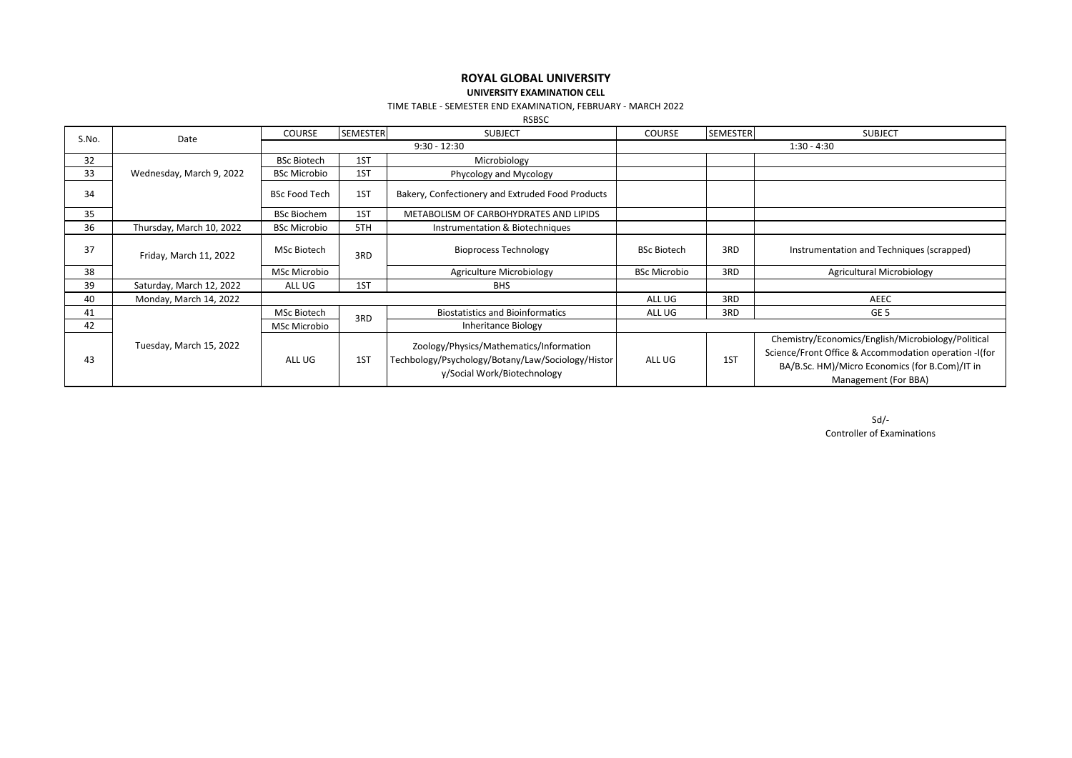**ROYAL GLOBAL UNIVERSITY**

**UNIVERSITY EXAMINATION CELL**

TIME TABLE - SEMESTER END EXAMINATION, FEBRUARY - MARCH 2022

RSBSC

| S.No. | Date | COURSE | SEMESTER | SUBJECT | COURSE | SEMESTER | SUBJECT |
|---|---|---|---|---|---|---|---|
| | | 9:30 - 12:30 | | | 1:30 - 4:30 | | |
| 32 | Wednesday, March 9, 2022 | BSc Biotech | 1ST | Microbiology | | | |
| 33 | | BSc Microbio | 1ST | Phycology and Mycology | | | |
| 34 | | BSc Food Tech | 1ST | Bakery, Confectionery and Extruded Food Products | | | |
| 35 | | BSc Biochem | 1ST | METABOLISM OF CARBOHYDRATES AND LIPIDS | | | |
| 36 | Thursday, March 10, 2022 | BSc Microbio | 5TH | Instrumentation & Biotechniques | | | |
| 37 | Friday, March 11, 2022 | MSc Biotech | 3RD | Bioprocess Technology | BSc Biotech | 3RD | Instrumentation and Techniques (scrapped) |
| 38 | | MSc Microbio | | Agriculture Microbiology | BSc Microbio | 3RD | Agricultural Microbiology |
| 39 | Saturday, March 12, 2022 | ALL UG | 1ST | BHS | | | |
| 40 | Monday, March 14, 2022 | | | | ALL UG | 3RD | AEEC |
| 41 | Tuesday, March 15, 2022 | MSc Biotech | 3RD | Biostatistics and Bioinformatics | ALL UG | 3RD | GE 5 |
| 42 | | MSc Microbio | | Inheritance Biology | | | |
| 43 | | ALL UG | 1ST | Zoology/Physics/Mathematics/Information Techbology/Psychology/Botany/Law/Sociology/History/Social Work/Biotechnology | ALL UG | 1ST | Chemistry/Economics/English/Microbiology/Political Science/Front Office & Accommodation operation -I(for BA/B.Sc. HM)/Micro Economics (for B.Com)/IT in Management (For BBA) |

Sd/-

Controller of Examinations